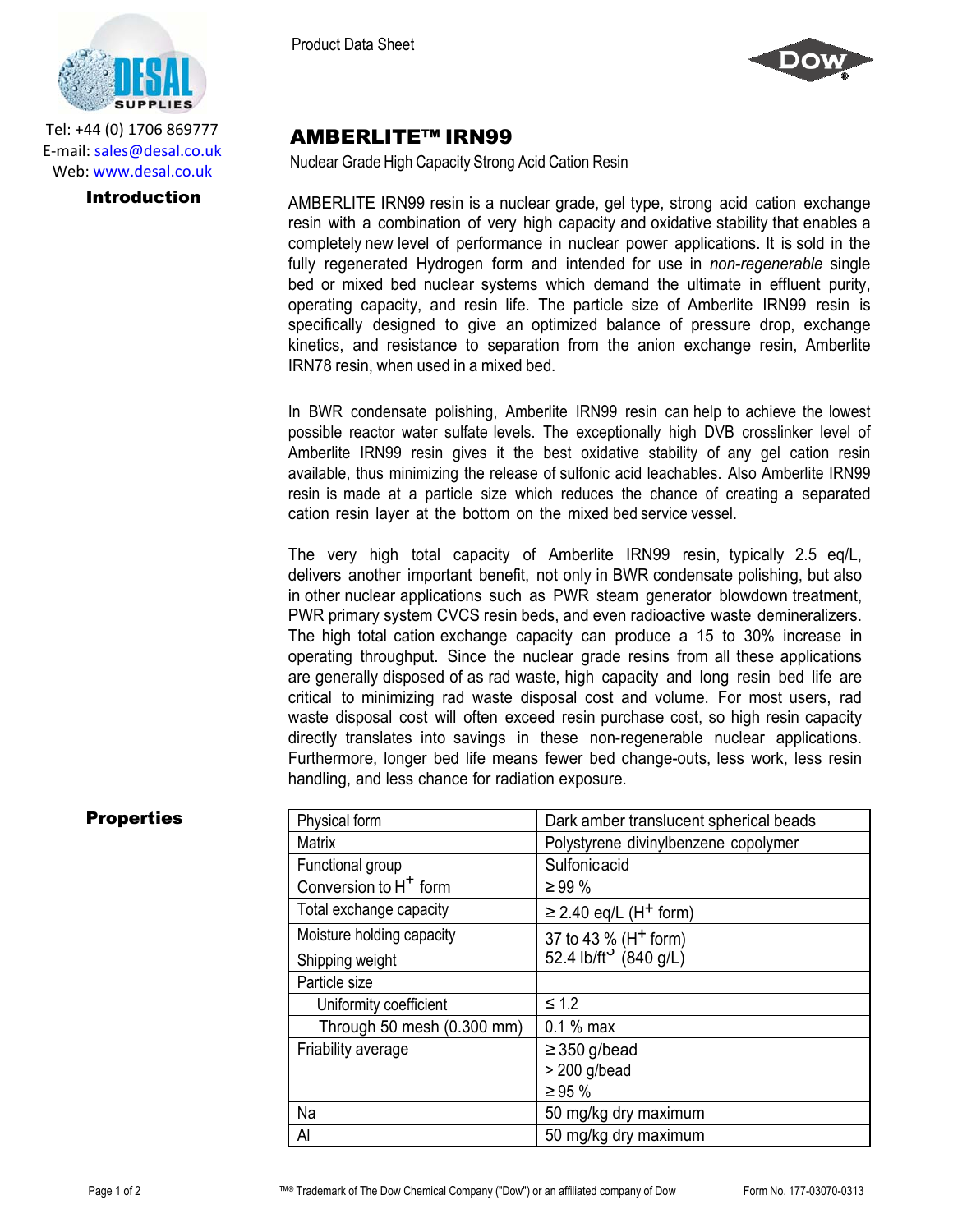Tel: +44 (0) 1706 869777
E-mail: sales@desal.co.uk
Web: www.desal.co.uk

Product Data Sheet

# AMBERLITE™ IRN99

Nuclear Grade High Capacity Strong Acid Cation Resin

## Introduction

AMBERLITE IRN99 resin is a nuclear grade, gel type, strong acid cation exchange resin with a combination of very high capacity and oxidative stability that enables a completely new level of performance in nuclear power applications. It is sold in the fully regenerated Hydrogen form and intended for use in *non-regenerable* single bed or mixed bed nuclear systems which demand the ultimate in effluent purity, operating capacity, and resin life. The particle size of Amberlite IRN99 resin is specifically designed to give an optimized balance of pressure drop, exchange kinetics, and resistance to separation from the anion exchange resin, Amberlite IRN78 resin, when used in a mixed bed.

In BWR condensate polishing, Amberlite IRN99 resin can help to achieve the lowest possible reactor water sulfate levels. The exceptionally high DVB crosslinker level of Amberlite IRN99 resin gives it the best oxidative stability of any gel cation resin available, thus minimizing the release of sulfonic acid leachables. Also Amberlite IRN99 resin is made at a particle size which reduces the chance of creating a separated cation resin layer at the bottom on the mixed bed service vessel.

The very high total capacity of Amberlite IRN99 resin, typically 2.5 eq/L, delivers another important benefit, not only in BWR condensate polishing, but also in other nuclear applications such as PWR steam generator blowdown treatment, PWR primary system CVCS resin beds, and even radioactive waste demineralizers. The high total cation exchange capacity can produce a 15 to 30% increase in operating throughput. Since the nuclear grade resins from all these applications are generally disposed of as rad waste, high capacity and long resin bed life are critical to minimizing rad waste disposal cost and volume. For most users, rad waste disposal cost will often exceed resin purchase cost, so high resin capacity directly translates into savings in these non-regenerable nuclear applications. Furthermore, longer bed life means fewer bed change-outs, less work, less resin handling, and less chance for radiation exposure.

## Properties

| Property | Value |
|---|---|
| Physical form | Dark amber translucent spherical beads |
| Matrix | Polystyrene divinylbenzene copolymer |
| Functional group | Sulfonic acid |
| Conversion to $H^+$ form | ≥ 99 % |
| Total exchange capacity | ≥ 2.40 eq/L ($H^+$ form) |
| Moisture holding capacity | 37 to 43 % ($H^+$ form) |
| Shipping weight | 52.4 lb/ft$^3$ (840 g/L) |
| Particle size | |
| Uniformity coefficient | ≤ 1.2 |
| Through 50 mesh (0.300 mm) | 0.1 % max |
| Friability average | ≥ 350 g/bead<br>> 200 g/bead<br>≥ 95 % |
| Na | 50 mg/kg dry maximum |
| Al | 50 mg/kg dry maximum |

™® Trademark of The Dow Chemical Company ("Dow") or an affiliated company of Dow

Form No. 177-03070-0313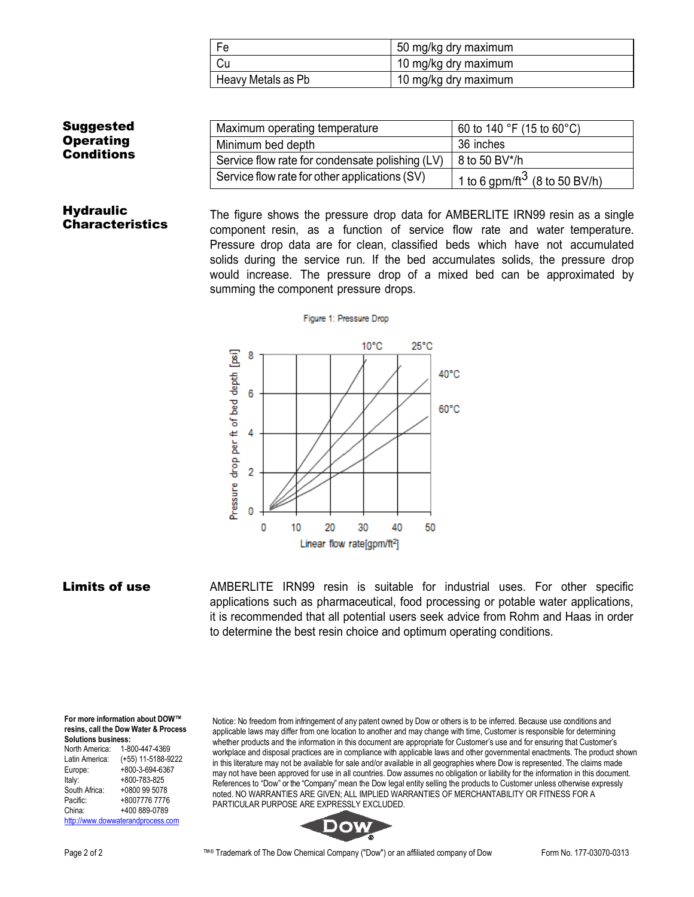| | |
|---|---|
| Fe | 50 mg/kg dry maximum |
| Cu | 10 mg/kg dry maximum |
| Heavy Metals as Pb | 10 mg/kg dry maximum |

## Suggested Operating Conditions

| | |
|---|---|
| Maximum operating temperature | 60 to 140 °F (15 to 60°C) |
| Minimum bed depth | 36 inches |
| Service flow rate for condensate polishing (LV) | 8 to 50 BV*/h |
| Service flow rate for other applications (SV) | 1 to 6 gpm/ft$^3$ (8 to 50 BV/h) |

## Hydraulic Characteristics

The figure shows the pressure drop data for AMBERLITE IRN99 resin as a single component resin, as a function of service flow rate and water temperature. Pressure drop data are for clean, classified beds which have not accumulated solids during the service run. If the bed accumulates solids, the pressure drop would increase. The pressure drop of a mixed bed can be approximated by summing the component pressure drops.

Figure 1: Pressure Drop

10°C
25°C
40°C
60°C

Pressure drop per ft of bed depth [psi]
0
2
4
6
8

0
10
20
30
40
50
Linear flow rate[gpm/ft$^2$]

## Limits of use

AMBERLITE IRN99 resin is suitable for industrial uses. For other specific applications such as pharmaceutical, food processing or potable water applications, it is recommended that all potential users seek advice from Rohm and Haas in order to determine the best resin choice and optimum operating conditions.

**For more information about DOW™ resins, call the Dow Water & Process Solutions business:**

North America: 1-800-447-4369
Latin America: (+55) 11-5188-9222
Europe: +800-3-694-6367
Italy: +800-783-825
South Africa: +0800 99 5078
Pacific: +8007776 7776
China: +400 889-0789
http://www.dowwaterandprocess.com

Notice: No freedom from infringement of any patent owned by Dow or others is to be inferred. Because use conditions and applicable laws may differ from one location to another and may change with time, Customer is responsible for determining whether products and the information in this document are appropriate for Customer's use and for ensuring that Customer's workplace and disposal practices are in compliance with applicable laws and other governmental enactments. The product shown in this literature may not be available for sale and/or available in all geographies where Dow is represented. The claims made may not have been approved for use in all countries. Dow assumes no obligation or liability for the information in this document. References to "Dow" or the "Company" mean the Dow legal entity selling the products to Customer unless otherwise expressly noted. NO WARRANTIES ARE GIVEN; ALL IMPLIED WARRANTIES OF MERCHANTABILITY OR FITNESS FOR A PARTICULAR PURPOSE ARE EXPRESSLY EXCLUDED.

™® Trademark of The Dow Chemical Company ("Dow") or an affiliated company of Dow

Form No. 177-03070-0313